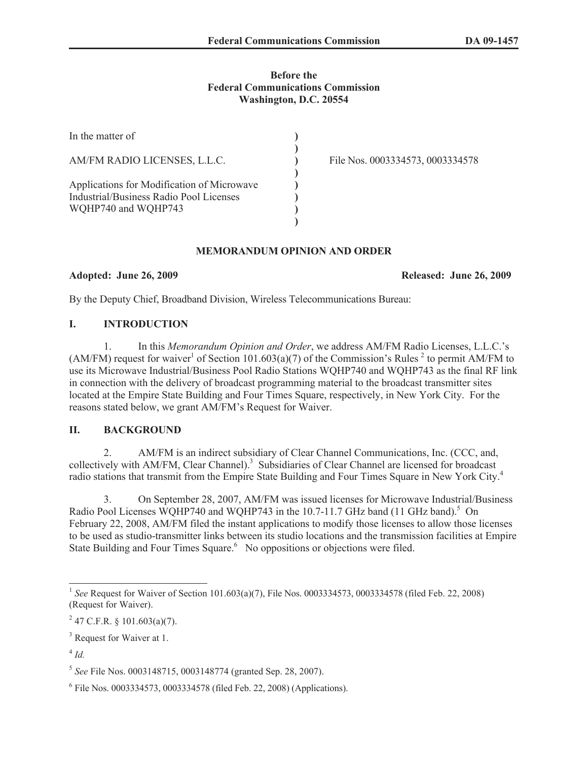**Before the**
**Federal Communications Commission**
**Washington, D.C. 20554**

| | | |
|---|---|---|
| In the matter of | ) | |
| | ) | |
| AM/FM RADIO LICENSES, L.L.C. | ) | File Nos. 0003334573, 0003334578 |
| | ) | |
| Applications for Modification of Microwave Industrial/Business Radio Pool Licenses WQHP740 and WQHP743 | ) | |

## MEMORANDUM OPINION AND ORDER

**Adopted: June 26, 2009** **Released: June 26, 2009**

By the Deputy Chief, Broadband Division, Wireless Telecommunications Bureau:

## I. INTRODUCTION

1. In this *Memorandum Opinion and Order*, we address AM/FM Radio Licenses, L.L.C.'s (AM/FM) request for waiver[1] of Section 101.603(a)(7) of the Commission's Rules [2] to permit AM/FM to use its Microwave Industrial/Business Pool Radio Stations WQHP740 and WQHP743 as the final RF link in connection with the delivery of broadcast programming material to the broadcast transmitter sites located at the Empire State Building and Four Times Square, respectively, in New York City. For the reasons stated below, we grant AM/FM's Request for Waiver.

## II. BACKGROUND

2. AM/FM is an indirect subsidiary of Clear Channel Communications, Inc. (CCC, and, collectively with AM/FM, Clear Channel).[3] Subsidiaries of Clear Channel are licensed for broadcast radio stations that transmit from the Empire State Building and Four Times Square in New York City.[4]

3. On September 28, 2007, AM/FM was issued licenses for Microwave Industrial/Business Radio Pool Licenses WQHP740 and WQHP743 in the 10.7-11.7 GHz band (11 GHz band).[5] On February 22, 2008, AM/FM filed the instant applications to modify those licenses to allow those licenses to be used as studio-transmitter links between its studio locations and the transmission facilities at Empire State Building and Four Times Square.[6] No oppositions or objections were filed.

---

[1] *See* Request for Waiver of Section 101.603(a)(7), File Nos. 0003334573, 0003334578 (filed Feb. 22, 2008) (Request for Waiver).

[2] 47 C.F.R. § 101.603(a)(7).

[3] Request for Waiver at 1.

[4] *Id.*

[5] *See* File Nos. 0003148715, 0003148774 (granted Sep. 28, 2007).

[6] File Nos. 0003334573, 0003334578 (filed Feb. 22, 2008) (Applications).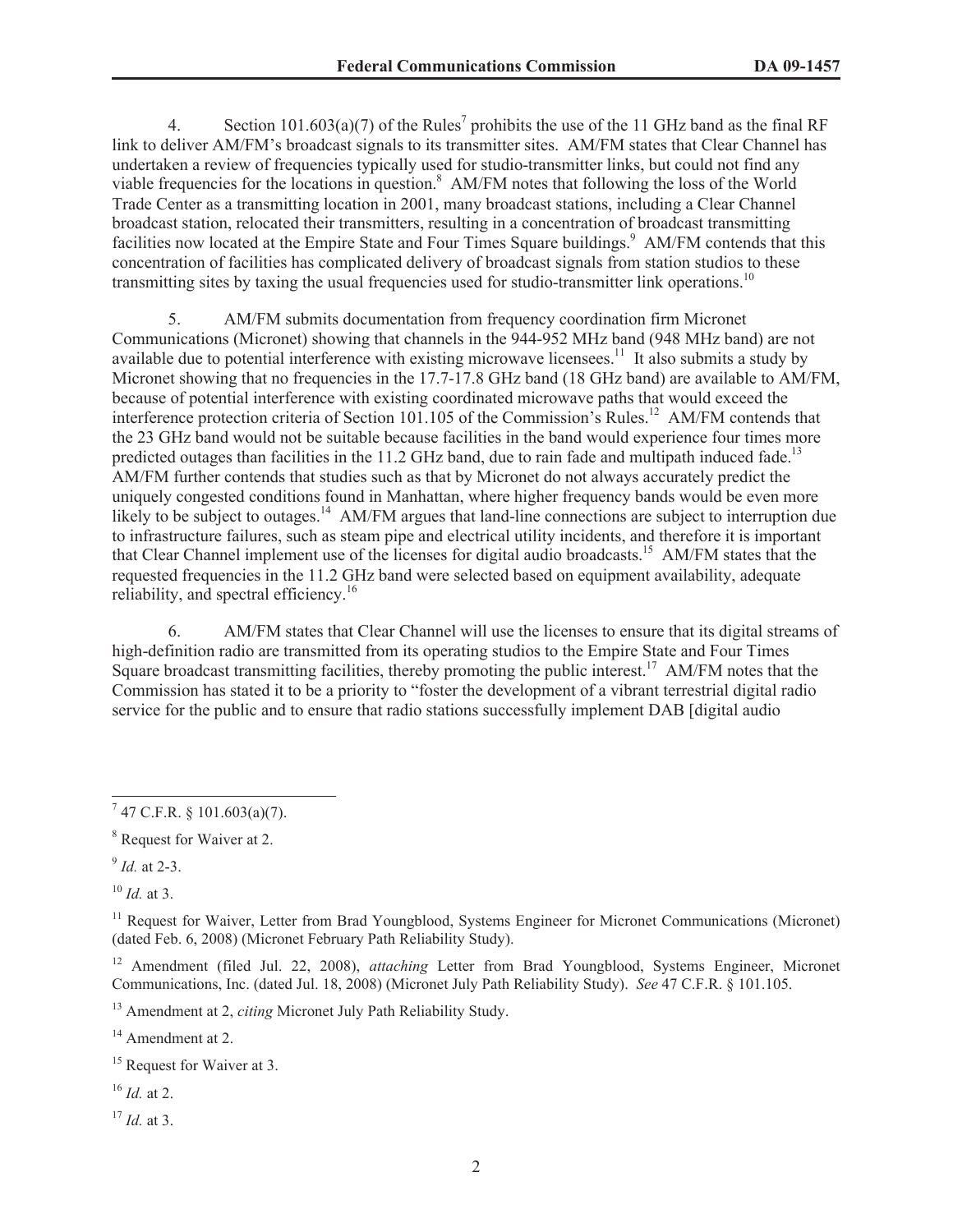4. Section 101.603(a)(7) of the Rules[7] prohibits the use of the 11 GHz band as the final RF link to deliver AM/FM's broadcast signals to its transmitter sites. AM/FM states that Clear Channel has undertaken a review of frequencies typically used for studio-transmitter links, but could not find any viable frequencies for the locations in question.[8] AM/FM notes that following the loss of the World Trade Center as a transmitting location in 2001, many broadcast stations, including a Clear Channel broadcast station, relocated their transmitters, resulting in a concentration of broadcast transmitting facilities now located at the Empire State and Four Times Square buildings.[9] AM/FM contends that this concentration of facilities has complicated delivery of broadcast signals from station studios to these transmitting sites by taxing the usual frequencies used for studio-transmitter link operations.[10]

5. AM/FM submits documentation from frequency coordination firm Micronet Communications (Micronet) showing that channels in the 944-952 MHz band (948 MHz band) are not available due to potential interference with existing microwave licensees.[11] It also submits a study by Micronet showing that no frequencies in the 17.7-17.8 GHz band (18 GHz band) are available to AM/FM, because of potential interference with existing coordinated microwave paths that would exceed the interference protection criteria of Section 101.105 of the Commission's Rules.[12] AM/FM contends that the 23 GHz band would not be suitable because facilities in the band would experience four times more predicted outages than facilities in the 11.2 GHz band, due to rain fade and multipath induced fade.[13] AM/FM further contends that studies such as that by Micronet do not always accurately predict the uniquely congested conditions found in Manhattan, where higher frequency bands would be even more likely to be subject to outages.[14] AM/FM argues that land-line connections are subject to interruption due to infrastructure failures, such as steam pipe and electrical utility incidents, and therefore it is important that Clear Channel implement use of the licenses for digital audio broadcasts.[15] AM/FM states that the requested frequencies in the 11.2 GHz band were selected based on equipment availability, adequate reliability, and spectral efficiency.[16]

6. AM/FM states that Clear Channel will use the licenses to ensure that its digital streams of high-definition radio are transmitted from its operating studios to the Empire State and Four Times Square broadcast transmitting facilities, thereby promoting the public interest.[17] AM/FM notes that the Commission has stated it to be a priority to "foster the development of a vibrant terrestrial digital radio service for the public and to ensure that radio stations successfully implement DAB [digital audio

---

[7] 47 C.F.R. § 101.603(a)(7).

[8] Request for Waiver at 2.

[9] *Id.* at 2-3.

[10] *Id.* at 3.

[11] Request for Waiver, Letter from Brad Youngblood, Systems Engineer for Micronet Communications (Micronet) (dated Feb. 6, 2008) (Micronet February Path Reliability Study).

[12] Amendment (filed Jul. 22, 2008), *attaching* Letter from Brad Youngblood, Systems Engineer, Micronet Communications, Inc. (dated Jul. 18, 2008) (Micronet July Path Reliability Study). *See* 47 C.F.R. § 101.105.

[13] Amendment at 2, *citing* Micronet July Path Reliability Study.

[14] Amendment at 2.

[15] Request for Waiver at 3.

[16] *Id.* at 2.

[17] *Id.* at 3.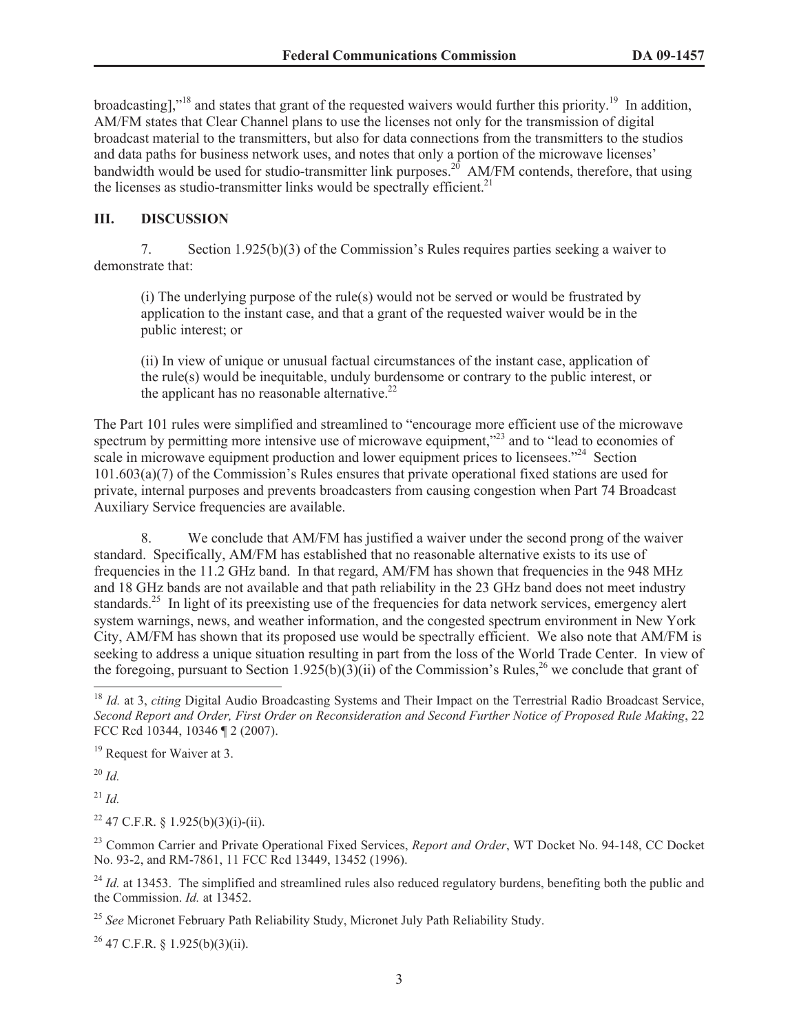broadcasting],"[18] and states that grant of the requested waivers would further this priority.[19] In addition, AM/FM states that Clear Channel plans to use the licenses not only for the transmission of digital broadcast material to the transmitters, but also for data connections from the transmitters to the studios and data paths for business network uses, and notes that only a portion of the microwave licenses' bandwidth would be used for studio-transmitter link purposes.[20] AM/FM contends, therefore, that using the licenses as studio-transmitter links would be spectrally efficient.[21]

## III. DISCUSSION

7. Section 1.925(b)(3) of the Commission's Rules requires parties seeking a waiver to demonstrate that:

> (i) The underlying purpose of the rule(s) would not be served or would be frustrated by application to the instant case, and that a grant of the requested waiver would be in the public interest; or
>
> (ii) In view of unique or unusual factual circumstances of the instant case, application of the rule(s) would be inequitable, unduly burdensome or contrary to the public interest, or the applicant has no reasonable alternative.[22]

The Part 101 rules were simplified and streamlined to "encourage more efficient use of the microwave spectrum by permitting more intensive use of microwave equipment,"[23] and to "lead to economies of scale in microwave equipment production and lower equipment prices to licensees."[24] Section 101.603(a)(7) of the Commission's Rules ensures that private operational fixed stations are used for private, internal purposes and prevents broadcasters from causing congestion when Part 74 Broadcast Auxiliary Service frequencies are available.

8. We conclude that AM/FM has justified a waiver under the second prong of the waiver standard. Specifically, AM/FM has established that no reasonable alternative exists to its use of frequencies in the 11.2 GHz band. In that regard, AM/FM has shown that frequencies in the 948 MHz and 18 GHz bands are not available and that path reliability in the 23 GHz band does not meet industry standards.[25] In light of its preexisting use of the frequencies for data network services, emergency alert system warnings, news, and weather information, and the congested spectrum environment in New York City, AM/FM has shown that its proposed use would be spectrally efficient. We also note that AM/FM is seeking to address a unique situation resulting in part from the loss of the World Trade Center. In view of the foregoing, pursuant to Section 1.925(b)(3)(ii) of the Commission's Rules,[26] we conclude that grant of

---

[18] *Id.* at 3, *citing* Digital Audio Broadcasting Systems and Their Impact on the Terrestrial Radio Broadcast Service, *Second Report and Order, First Order on Reconsideration and Second Further Notice of Proposed Rule Making*, 22 FCC Rcd 10344, 10346 ¶ 2 (2007).

[19] Request for Waiver at 3.

[20] *Id.*

[21] *Id.*

[22] 47 C.F.R. § 1.925(b)(3)(i)-(ii).

[23] Common Carrier and Private Operational Fixed Services, *Report and Order*, WT Docket No. 94-148, CC Docket No. 93-2, and RM-7861, 11 FCC Rcd 13449, 13452 (1996).

[24] *Id.* at 13453. The simplified and streamlined rules also reduced regulatory burdens, benefiting both the public and the Commission. *Id.* at 13452.

[25] *See* Micronet February Path Reliability Study, Micronet July Path Reliability Study.

[26] 47 C.F.R. § 1.925(b)(3)(ii).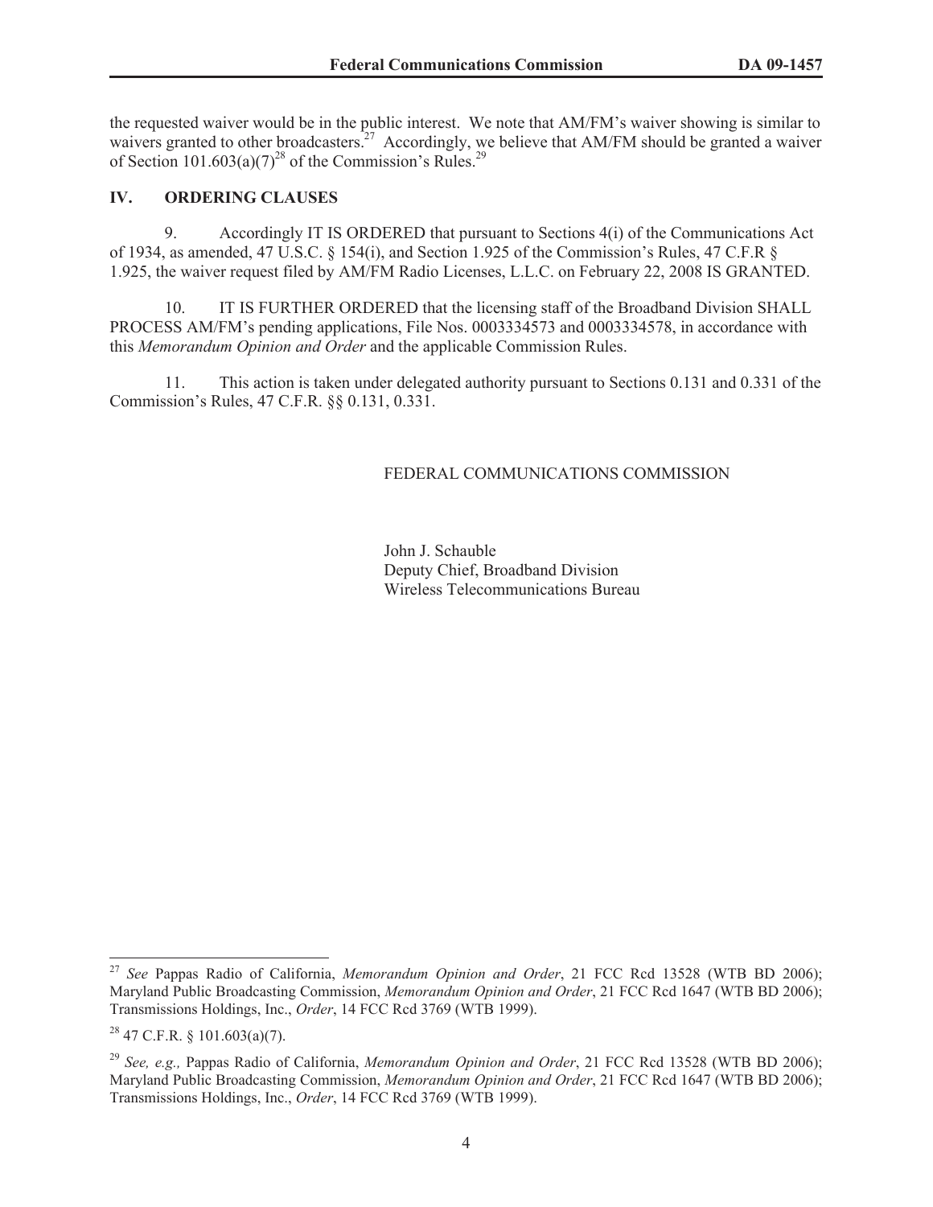the requested waiver would be in the public interest. We note that AM/FM's waiver showing is similar to waivers granted to other broadcasters.[27] Accordingly, we believe that AM/FM should be granted a waiver of Section 101.603(a)(7)[28] of the Commission's Rules.[29]

## IV. ORDERING CLAUSES

9. Accordingly IT IS ORDERED that pursuant to Sections 4(i) of the Communications Act of 1934, as amended, 47 U.S.C. § 154(i), and Section 1.925 of the Commission's Rules, 47 C.F.R § 1.925, the waiver request filed by AM/FM Radio Licenses, L.L.C. on February 22, 2008 IS GRANTED.

10. IT IS FURTHER ORDERED that the licensing staff of the Broadband Division SHALL PROCESS AM/FM's pending applications, File Nos. 0003334573 and 0003334578, in accordance with this *Memorandum Opinion and Order* and the applicable Commission Rules.

11. This action is taken under delegated authority pursuant to Sections 0.131 and 0.331 of the Commission's Rules, 47 C.F.R. §§ 0.131, 0.331.

FEDERAL COMMUNICATIONS COMMISSION

John J. Schauble
Deputy Chief, Broadband Division
Wireless Telecommunications Bureau

---

[27] *See* Pappas Radio of California, *Memorandum Opinion and Order*, 21 FCC Rcd 13528 (WTB BD 2006); Maryland Public Broadcasting Commission, *Memorandum Opinion and Order*, 21 FCC Rcd 1647 (WTB BD 2006); Transmissions Holdings, Inc., *Order*, 14 FCC Rcd 3769 (WTB 1999).

[28] 47 C.F.R. § 101.603(a)(7).

[29] *See, e.g.,* Pappas Radio of California, *Memorandum Opinion and Order*, 21 FCC Rcd 13528 (WTB BD 2006); Maryland Public Broadcasting Commission, *Memorandum Opinion and Order*, 21 FCC Rcd 1647 (WTB BD 2006); Transmissions Holdings, Inc., *Order*, 14 FCC Rcd 3769 (WTB 1999).